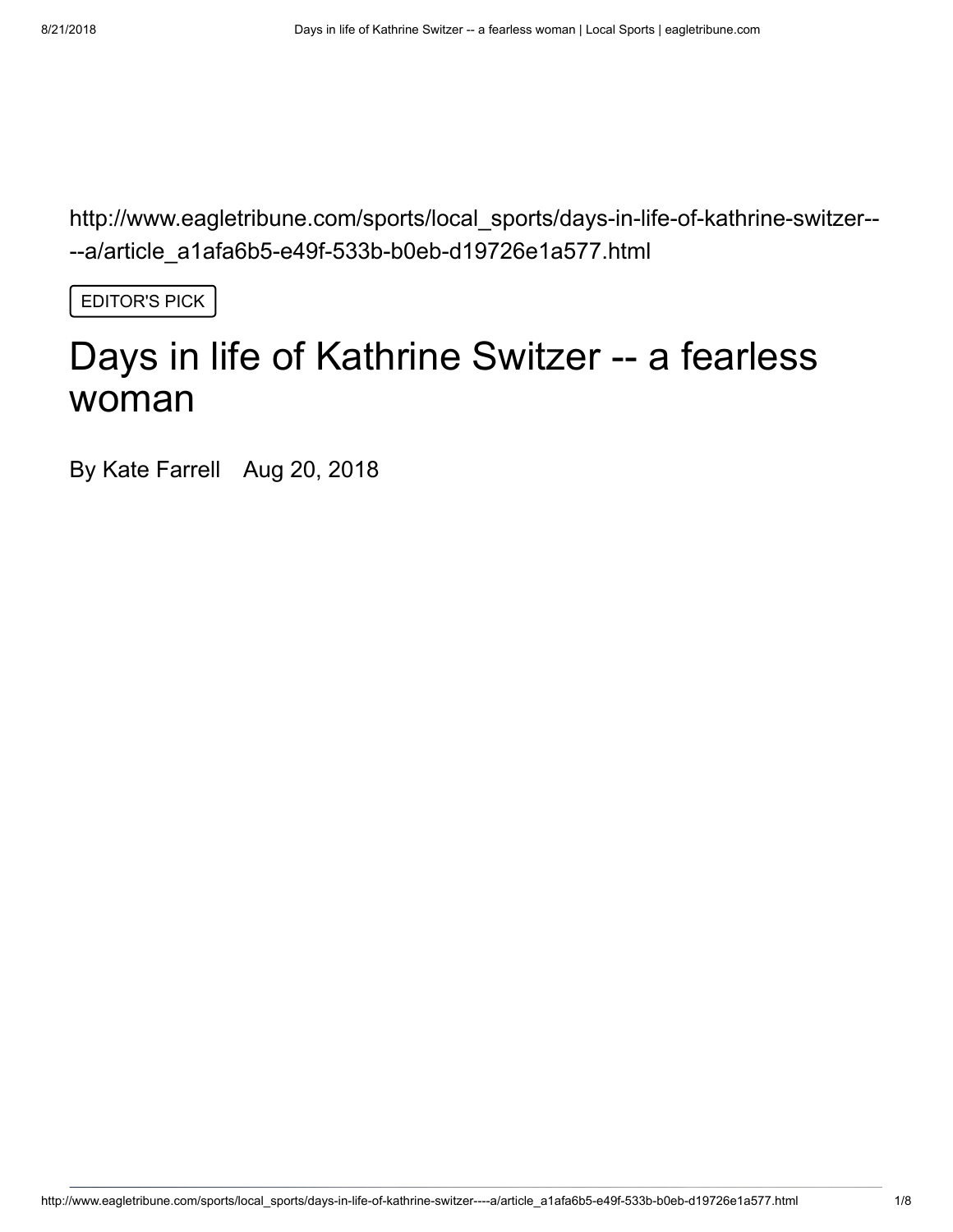http://www.eagletribune.com/sports/local_sports/days-in-life-of-kathrine-switzer----a/article_a1afa6b5-e49f-533b-b0eb-d19726e1a577.html

EDITOR'S PICK

# Days in life of Kathrine Switzer -- a fearless woman

By Kate Farrell Aug 20, 2018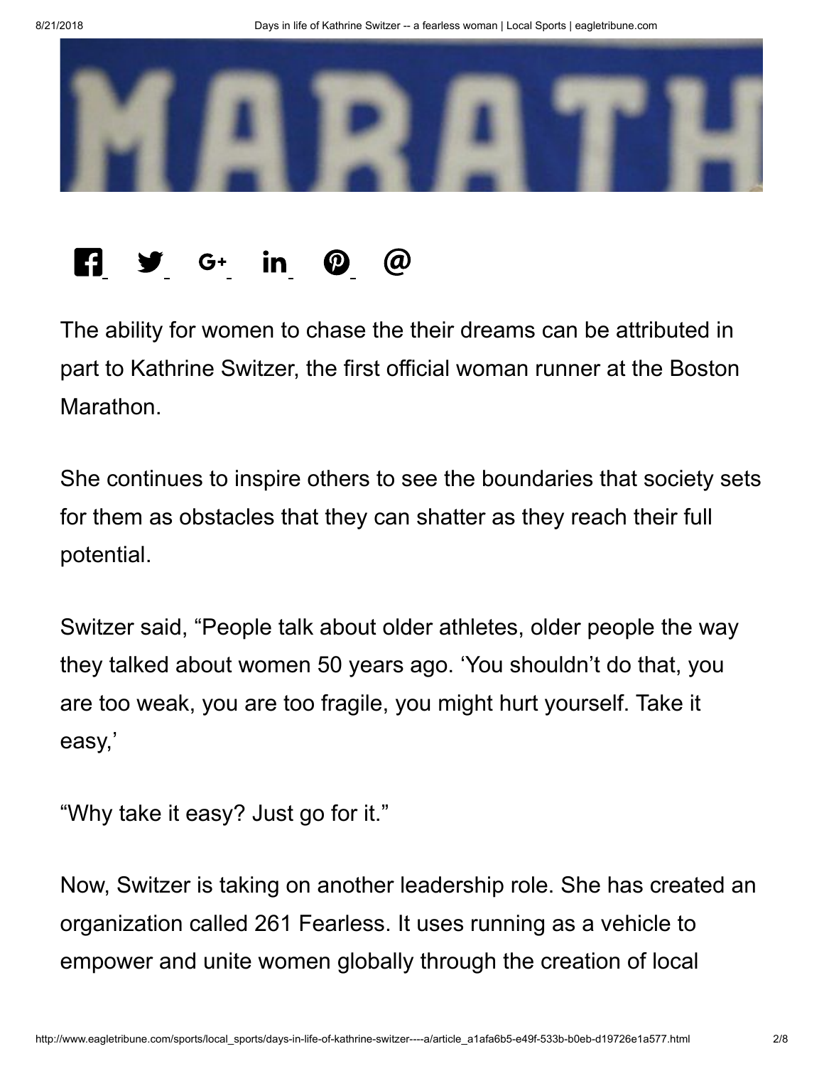The ability for women to chase the their dreams can be attributed in part to Kathrine Switzer, the first official woman runner at the Boston Marathon.

She continues to inspire others to see the boundaries that society sets for them as obstacles that they can shatter as they reach their full potential.

Switzer said, “People talk about older athletes, older people the way they talked about women 50 years ago. ‘You shouldn’t do that, you are too weak, you are too fragile, you might hurt yourself. Take it easy,’

“Why take it easy? Just go for it.”

Now, Switzer is taking on another leadership role. She has created an organization called 261 Fearless. It uses running as a vehicle to empower and unite women globally through the creation of local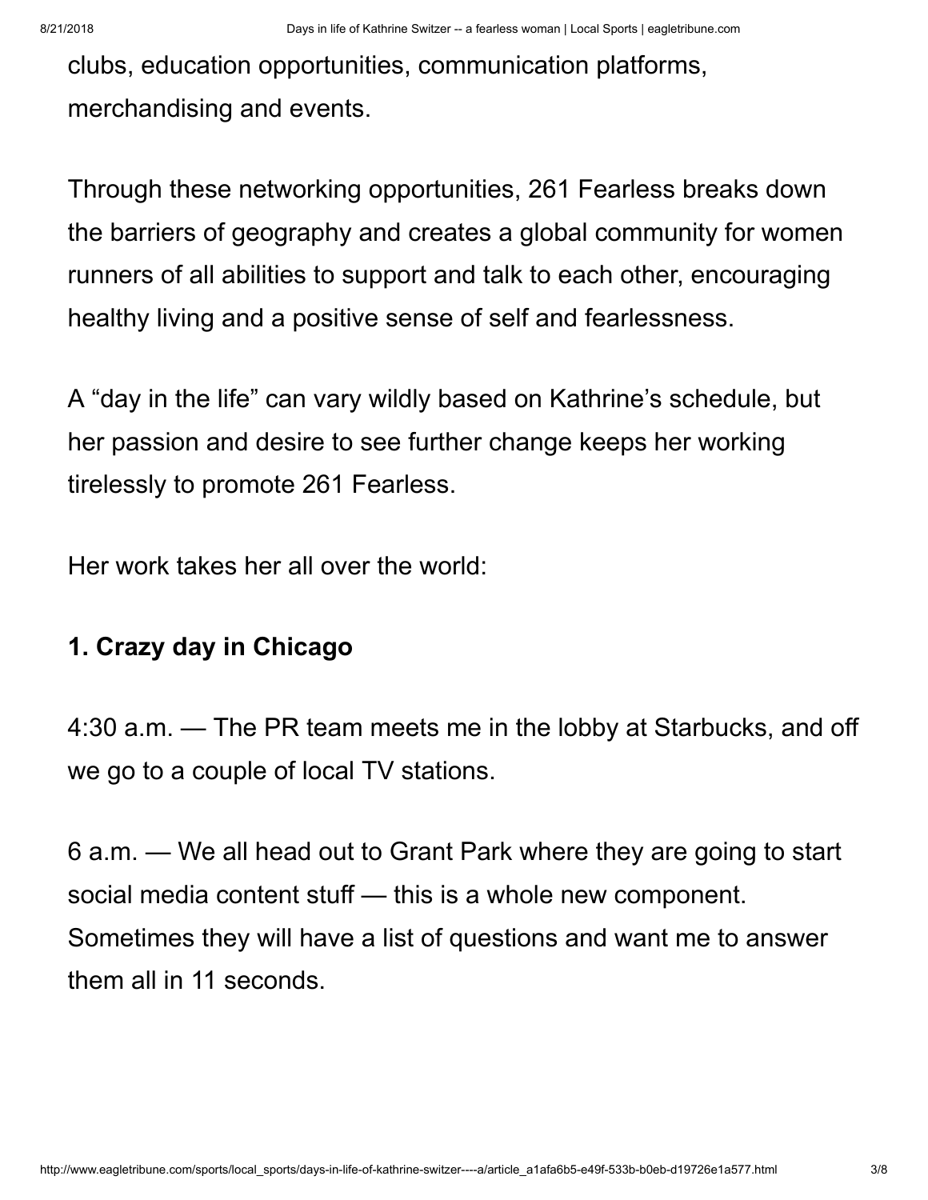clubs, education opportunities, communication platforms, merchandising and events.

Through these networking opportunities, 261 Fearless breaks down the barriers of geography and creates a global community for women runners of all abilities to support and talk to each other, encouraging healthy living and a positive sense of self and fearlessness.

A “day in the life” can vary wildly based on Kathrine’s schedule, but her passion and desire to see further change keeps her working tirelessly to promote 261 Fearless.

Her work takes her all over the world:

**1. Crazy day in Chicago**

4:30 a.m. — The PR team meets me in the lobby at Starbucks, and off we go to a couple of local TV stations.

6 a.m. — We all head out to Grant Park where they are going to start social media content stuff — this is a whole new component. Sometimes they will have a list of questions and want me to answer them all in 11 seconds.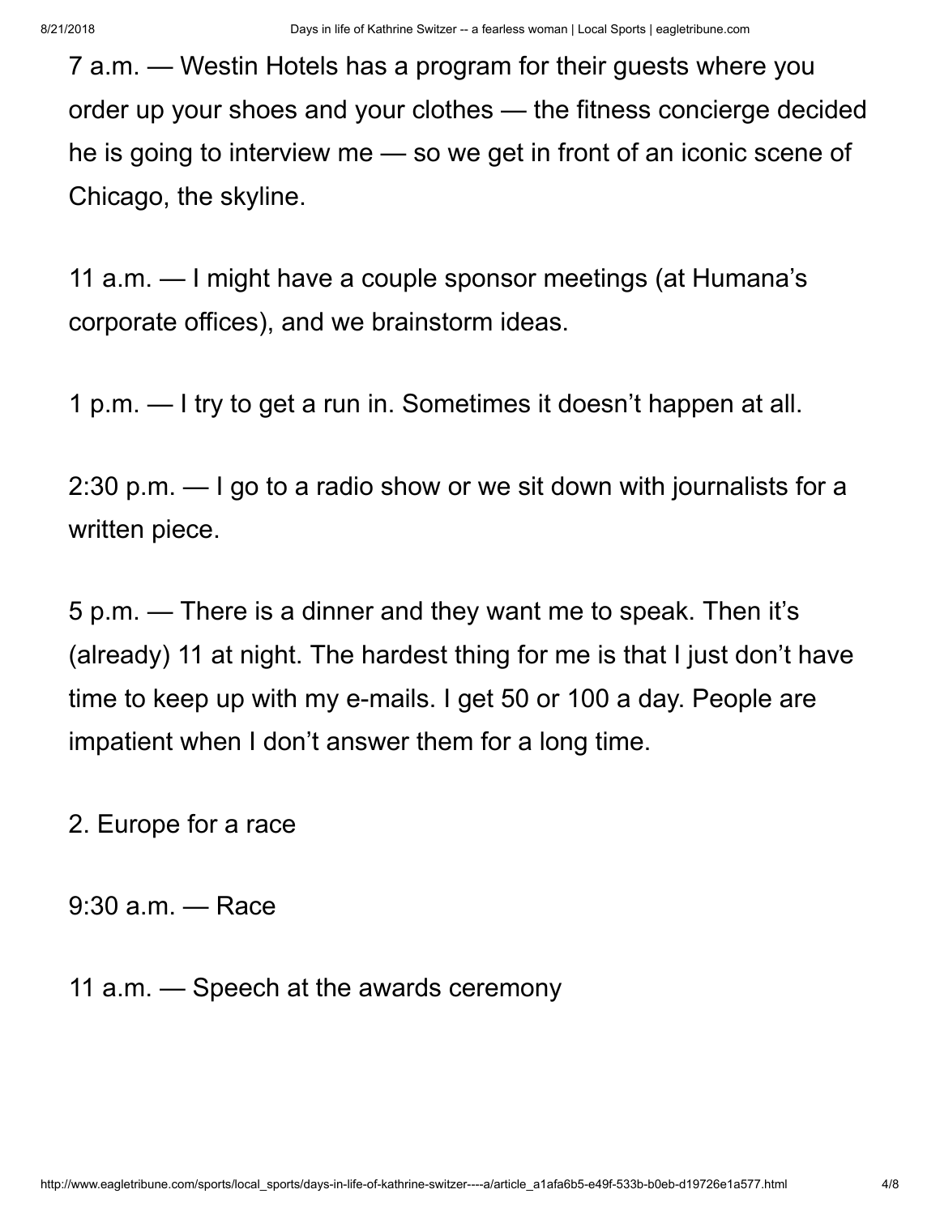7 a.m. — Westin Hotels has a program for their guests where you order up your shoes and your clothes — the fitness concierge decided he is going to interview me — so we get in front of an iconic scene of Chicago, the skyline.

11 a.m. — I might have a couple sponsor meetings (at Humana's corporate offices), and we brainstorm ideas.

1 p.m. — I try to get a run in. Sometimes it doesn't happen at all.

2:30 p.m. — I go to a radio show or we sit down with journalists for a written piece.

5 p.m. — There is a dinner and they want me to speak. Then it's (already) 11 at night. The hardest thing for me is that I just don't have time to keep up with my e-mails. I get 50 or 100 a day. People are impatient when I don't answer them for a long time.

2. Europe for a race

9:30 a.m. — Race

11 a.m. — Speech at the awards ceremony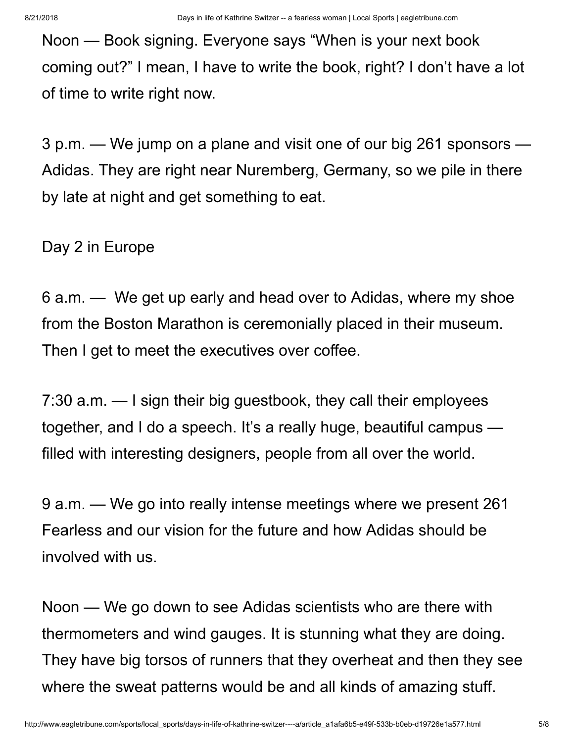Noon — Book signing. Everyone says “When is your next book coming out?” I mean, I have to write the book, right? I don’t have a lot of time to write right now.

3 p.m. — We jump on a plane and visit one of our big 261 sponsors — Adidas. They are right near Nuremberg, Germany, so we pile in there by late at night and get something to eat.

Day 2 in Europe

6 a.m. — We get up early and head over to Adidas, where my shoe from the Boston Marathon is ceremonially placed in their museum. Then I get to meet the executives over coffee.

7:30 a.m. — I sign their big guestbook, they call their employees together, and I do a speech. It’s a really huge, beautiful campus — filled with interesting designers, people from all over the world.

9 a.m. — We go into really intense meetings where we present 261 Fearless and our vision for the future and how Adidas should be involved with us.

Noon — We go down to see Adidas scientists who are there with thermometers and wind gauges. It is stunning what they are doing. They have big torsos of runners that they overheat and then they see where the sweat patterns would be and all kinds of amazing stuff.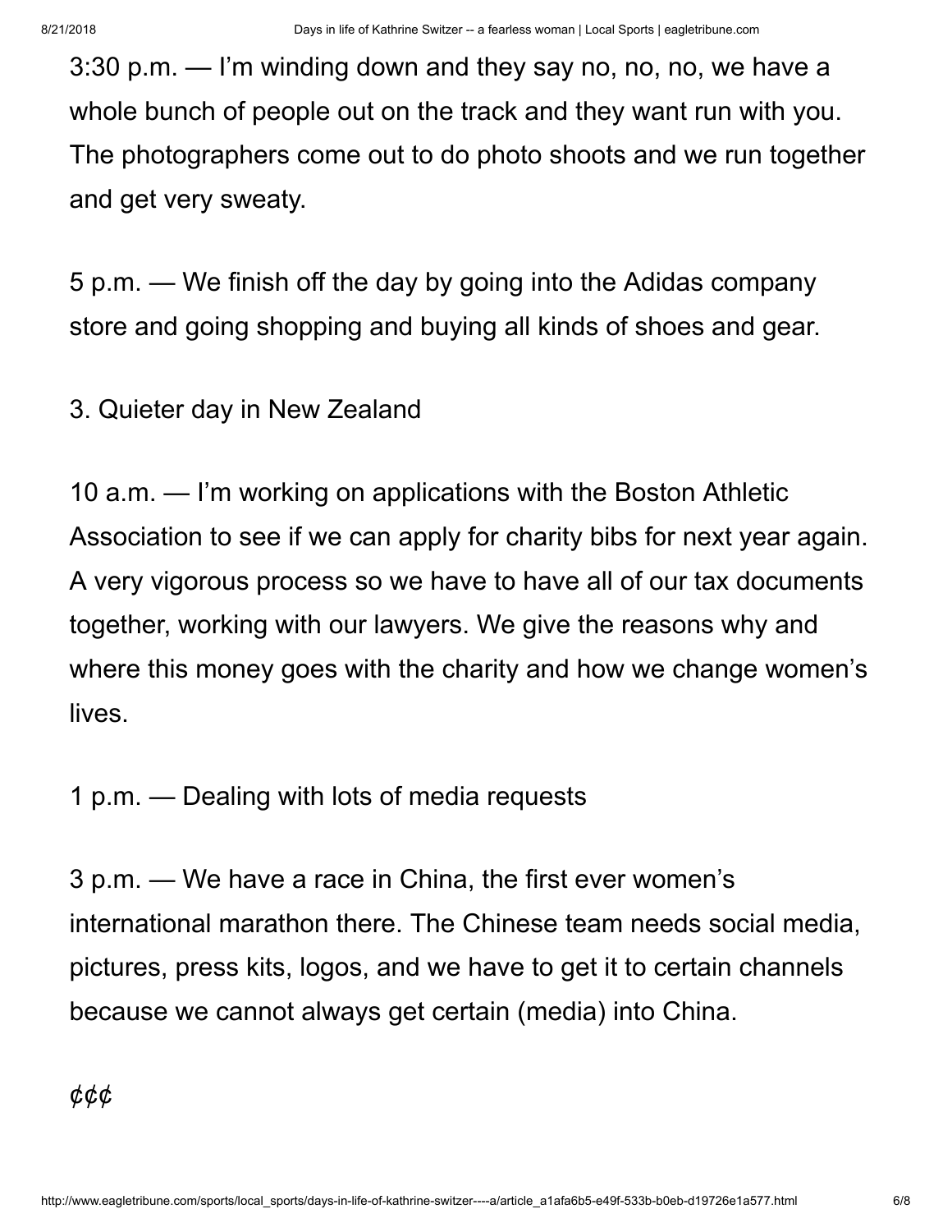3:30 p.m. — I'm winding down and they say no, no, no, we have a whole bunch of people out on the track and they want run with you. The photographers come out to do photo shoots and we run together and get very sweaty.

5 p.m. — We finish off the day by going into the Adidas company store and going shopping and buying all kinds of shoes and gear.

3. Quieter day in New Zealand

10 a.m. — I'm working on applications with the Boston Athletic Association to see if we can apply for charity bibs for next year again. A very vigorous process so we have to have all of our tax documents together, working with our lawyers. We give the reasons why and where this money goes with the charity and how we change women's lives.

1 p.m. — Dealing with lots of media requests

3 p.m. — We have a race in China, the first ever women's international marathon there. The Chinese team needs social media, pictures, press kits, logos, and we have to get it to certain channels because we cannot always get certain (media) into China.

*¢¢¢*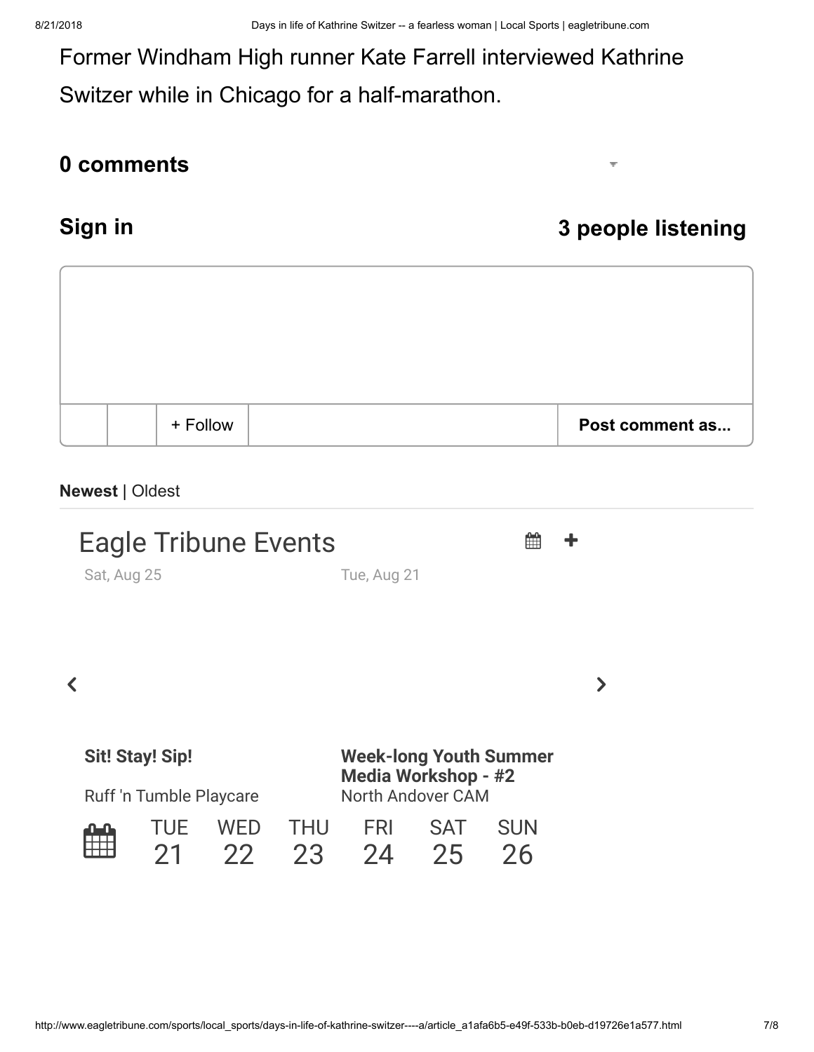Former Windham High runner Kate Farrell interviewed Kathrine Switzer while in Chicago for a half-marathon.

## 0 comments

**Sign in** **3 people listening**

+ Follow

**Post comment as...**

**Newest** | Oldest

Eagle Tribune Events

Sat, Aug 25

**Sit! Stay! Sip!**

Ruff 'n Tumble Playcare

Tue, Aug 21

**Week-long Youth Summer Media Workshop - #2**

North Andover CAM

TUE 21 WED 22 THU 23 FRI 24 SAT 25 SUN 26